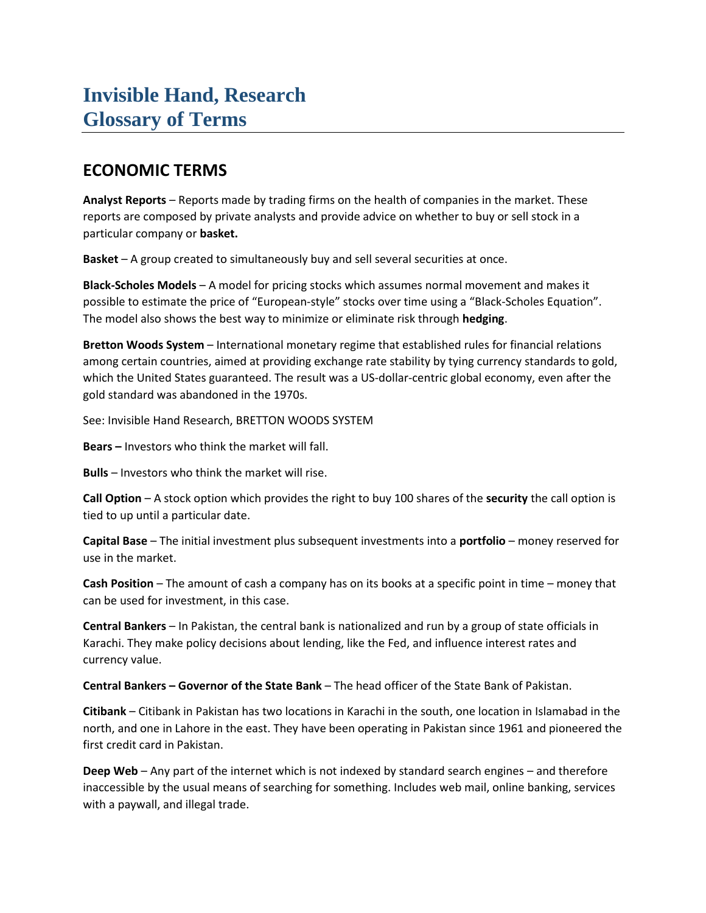# Invisible Hand, Research
# Glossary of Terms

## ECONOMIC TERMS

**Analyst Reports** – Reports made by trading firms on the health of companies in the market. These reports are composed by private analysts and provide advice on whether to buy or sell stock in a particular company or **basket.**

**Basket** – A group created to simultaneously buy and sell several securities at once.

**Black-Scholes Models** – A model for pricing stocks which assumes normal movement and makes it possible to estimate the price of "European-style" stocks over time using a "Black-Scholes Equation". The model also shows the best way to minimize or eliminate risk through **hedging**.

**Bretton Woods System** – International monetary regime that established rules for financial relations among certain countries, aimed at providing exchange rate stability by tying currency standards to gold, which the United States guaranteed. The result was a US-dollar-centric global economy, even after the gold standard was abandoned in the 1970s.

See: Invisible Hand Research, BRETTON WOODS SYSTEM

**Bears –** Investors who think the market will fall.

**Bulls** – Investors who think the market will rise.

**Call Option** – A stock option which provides the right to buy 100 shares of the **security** the call option is tied to up until a particular date.

**Capital Base** – The initial investment plus subsequent investments into a **portfolio** – money reserved for use in the market.

**Cash Position** – The amount of cash a company has on its books at a specific point in time – money that can be used for investment, in this case.

**Central Bankers** – In Pakistan, the central bank is nationalized and run by a group of state officials in Karachi. They make policy decisions about lending, like the Fed, and influence interest rates and currency value.

**Central Bankers – Governor of the State Bank** – The head officer of the State Bank of Pakistan.

**Citibank** – Citibank in Pakistan has two locations in Karachi in the south, one location in Islamabad in the north, and one in Lahore in the east. They have been operating in Pakistan since 1961 and pioneered the first credit card in Pakistan.

**Deep Web** – Any part of the internet which is not indexed by standard search engines – and therefore inaccessible by the usual means of searching for something. Includes web mail, online banking, services with a paywall, and illegal trade.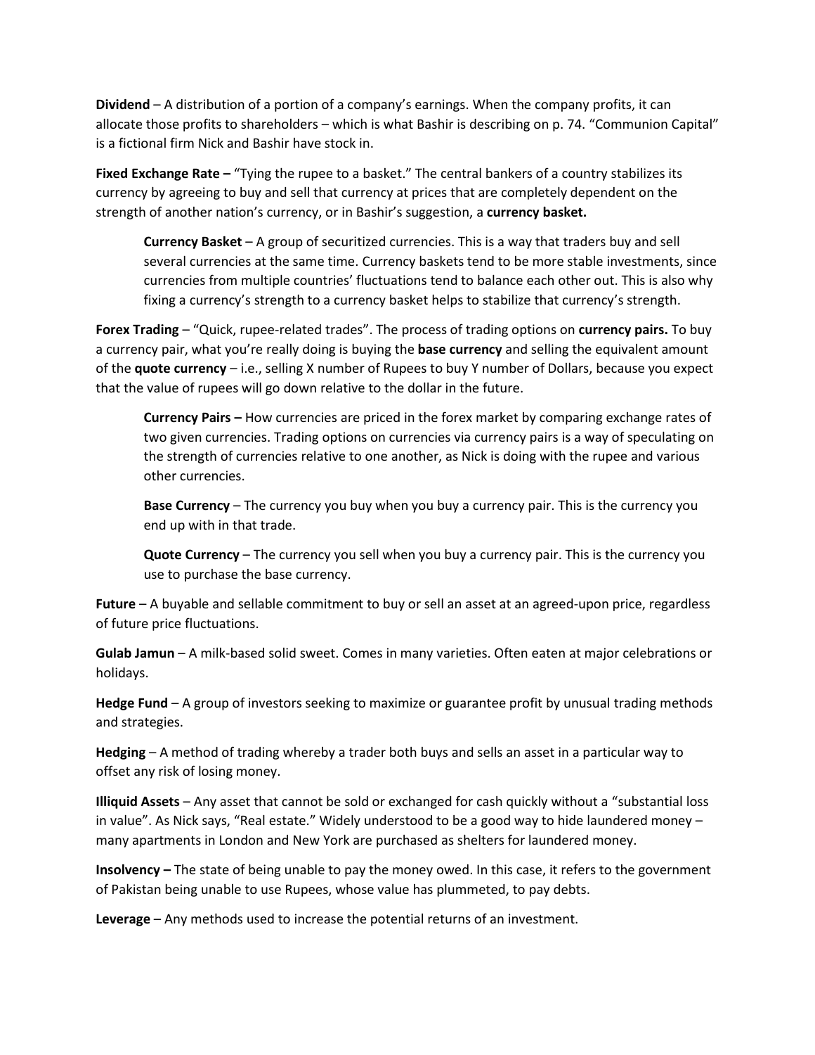**Dividend** – A distribution of a portion of a company's earnings. When the company profits, it can allocate those profits to shareholders – which is what Bashir is describing on p. 74. "Communion Capital" is a fictional firm Nick and Bashir have stock in.

**Fixed Exchange Rate –** "Tying the rupee to a basket." The central bankers of a country stabilizes its currency by agreeing to buy and sell that currency at prices that are completely dependent on the strength of another nation's currency, or in Bashir's suggestion, a **currency basket.**

> **Currency Basket** – A group of securitized currencies. This is a way that traders buy and sell several currencies at the same time. Currency baskets tend to be more stable investments, since currencies from multiple countries' fluctuations tend to balance each other out. This is also why fixing a currency's strength to a currency basket helps to stabilize that currency's strength.

**Forex Trading** – "Quick, rupee-related trades". The process of trading options on **currency pairs.** To buy a currency pair, what you're really doing is buying the **base currency** and selling the equivalent amount of the **quote currency** – i.e., selling X number of Rupees to buy Y number of Dollars, because you expect that the value of rupees will go down relative to the dollar in the future.

> **Currency Pairs –** How currencies are priced in the forex market by comparing exchange rates of two given currencies. Trading options on currencies via currency pairs is a way of speculating on the strength of currencies relative to one another, as Nick is doing with the rupee and various other currencies.
>
> **Base Currency** – The currency you buy when you buy a currency pair. This is the currency you end up with in that trade.
>
> **Quote Currency** – The currency you sell when you buy a currency pair. This is the currency you use to purchase the base currency.

**Future** – A buyable and sellable commitment to buy or sell an asset at an agreed-upon price, regardless of future price fluctuations.

**Gulab Jamun** – A milk-based solid sweet. Comes in many varieties. Often eaten at major celebrations or holidays.

**Hedge Fund** – A group of investors seeking to maximize or guarantee profit by unusual trading methods and strategies.

**Hedging** – A method of trading whereby a trader both buys and sells an asset in a particular way to offset any risk of losing money.

**Illiquid Assets** – Any asset that cannot be sold or exchanged for cash quickly without a "substantial loss in value". As Nick says, "Real estate." Widely understood to be a good way to hide laundered money – many apartments in London and New York are purchased as shelters for laundered money.

**Insolvency –** The state of being unable to pay the money owed. In this case, it refers to the government of Pakistan being unable to use Rupees, whose value has plummeted, to pay debts.

**Leverage** – Any methods used to increase the potential returns of an investment.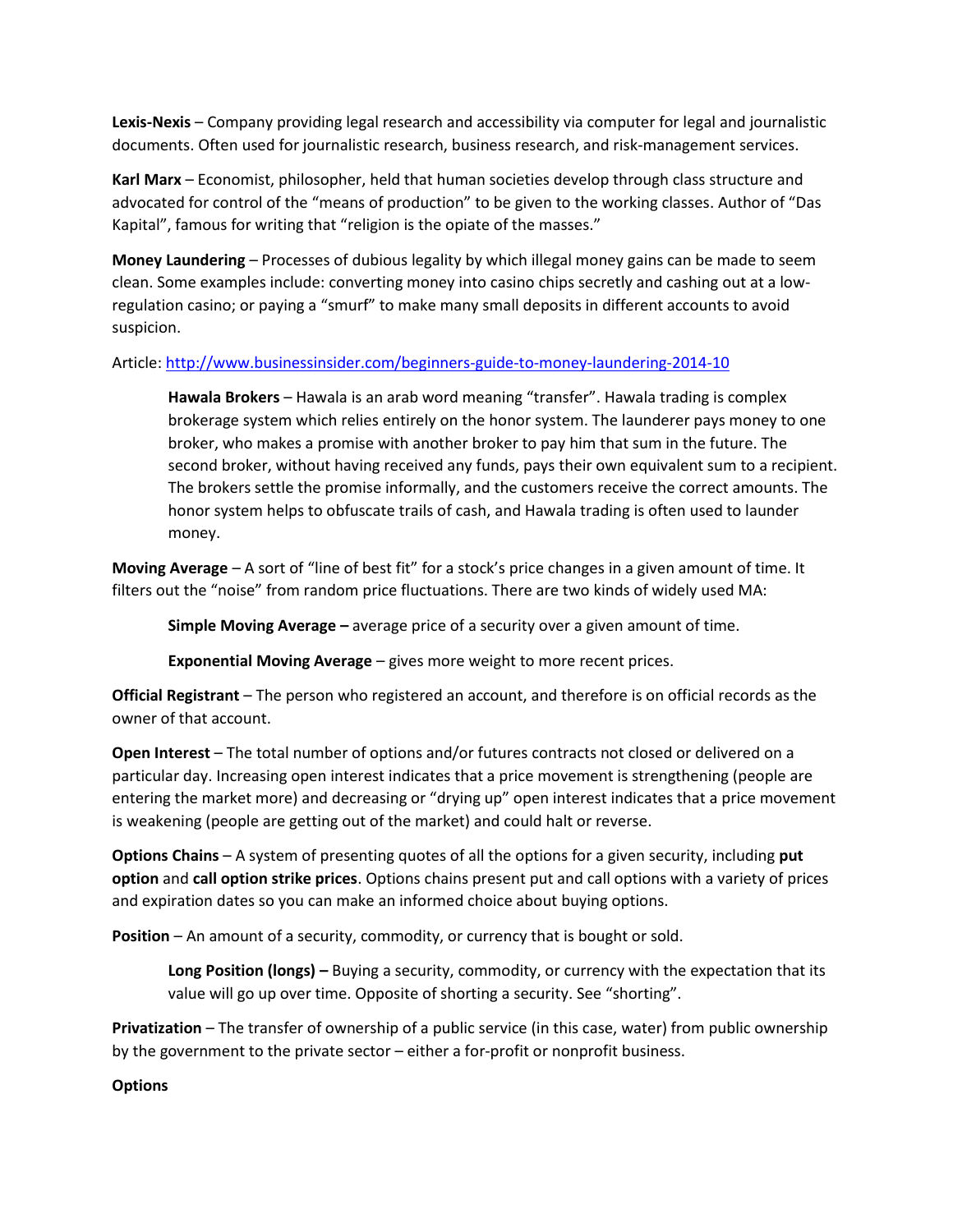**Lexis-Nexis** – Company providing legal research and accessibility via computer for legal and journalistic documents. Often used for journalistic research, business research, and risk-management services.

**Karl Marx** – Economist, philosopher, held that human societies develop through class structure and advocated for control of the "means of production" to be given to the working classes. Author of "Das Kapital", famous for writing that "religion is the opiate of the masses."

**Money Laundering** – Processes of dubious legality by which illegal money gains can be made to seem clean. Some examples include: converting money into casino chips secretly and cashing out at a low-regulation casino; or paying a "smurf" to make many small deposits in different accounts to avoid suspicion.

Article: http://www.businessinsider.com/beginners-guide-to-money-laundering-2014-10

> **Hawala Brokers** – Hawala is an arab word meaning "transfer". Hawala trading is complex brokerage system which relies entirely on the honor system. The launderer pays money to one broker, who makes a promise with another broker to pay him that sum in the future. The second broker, without having received any funds, pays their own equivalent sum to a recipient. The brokers settle the promise informally, and the customers receive the correct amounts. The honor system helps to obfuscate trails of cash, and Hawala trading is often used to launder money.

**Moving Average** – A sort of "line of best fit" for a stock's price changes in a given amount of time. It filters out the "noise" from random price fluctuations. There are two kinds of widely used MA:

> **Simple Moving Average –** average price of a security over a given amount of time.
>
> **Exponential Moving Average** – gives more weight to more recent prices.

**Official Registrant** – The person who registered an account, and therefore is on official records as the owner of that account.

**Open Interest** – The total number of options and/or futures contracts not closed or delivered on a particular day. Increasing open interest indicates that a price movement is strengthening (people are entering the market more) and decreasing or "drying up" open interest indicates that a price movement is weakening (people are getting out of the market) and could halt or reverse.

**Options Chains** – A system of presenting quotes of all the options for a given security, including **put option** and **call option strike prices**. Options chains present put and call options with a variety of prices and expiration dates so you can make an informed choice about buying options.

**Position** – An amount of a security, commodity, or currency that is bought or sold.

> **Long Position (longs) –** Buying a security, commodity, or currency with the expectation that its value will go up over time. Opposite of shorting a security. See "shorting".

**Privatization** – The transfer of ownership of a public service (in this case, water) from public ownership by the government to the private sector – either a for-profit or nonprofit business.

**Options**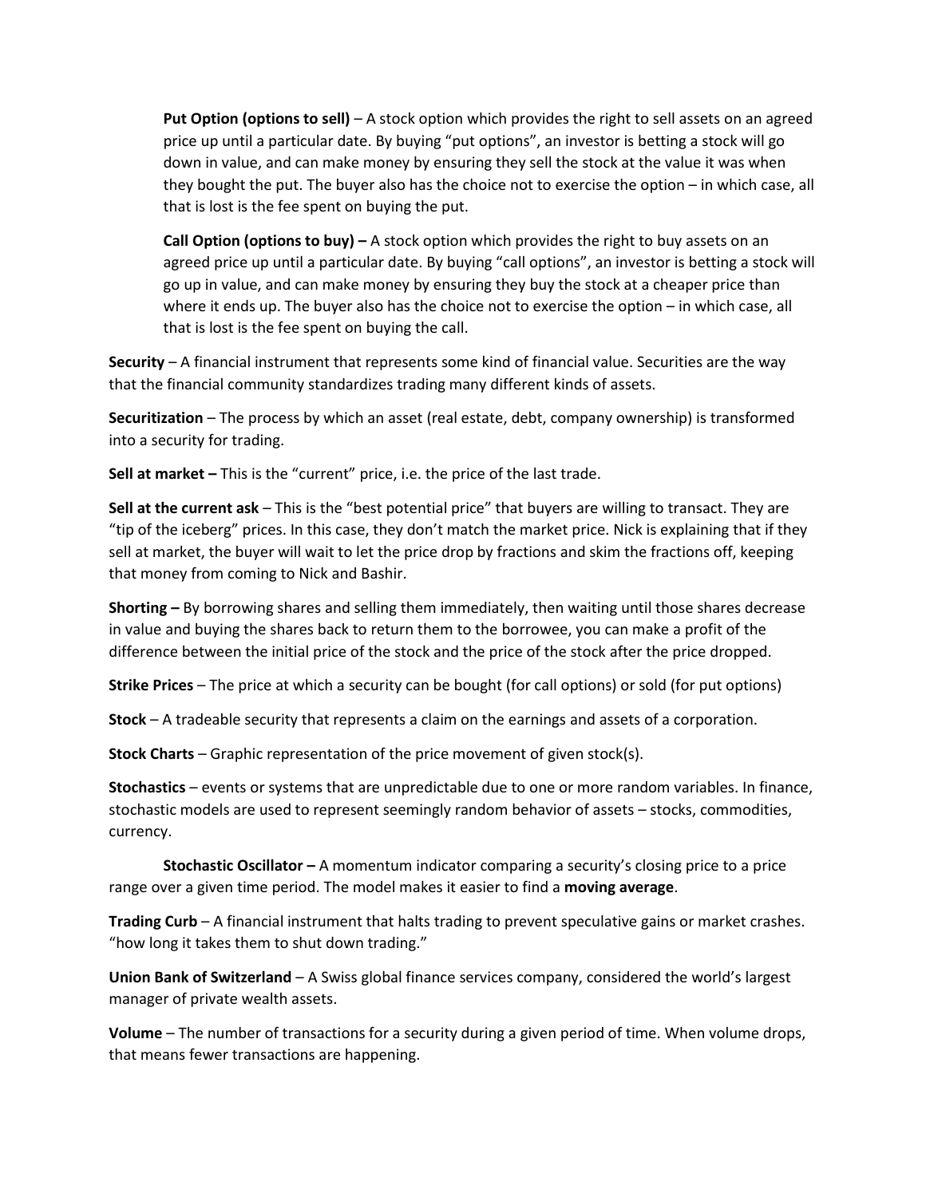**Put Option (options to sell)** – A stock option which provides the right to sell assets on an agreed price up until a particular date. By buying "put options", an investor is betting a stock will go down in value, and can make money by ensuring they sell the stock at the value it was when they bought the put. The buyer also has the choice not to exercise the option – in which case, all that is lost is the fee spent on buying the put.

**Call Option (options to buy) –** A stock option which provides the right to buy assets on an agreed price up until a particular date. By buying "call options", an investor is betting a stock will go up in value, and can make money by ensuring they buy the stock at a cheaper price than where it ends up. The buyer also has the choice not to exercise the option – in which case, all that is lost is the fee spent on buying the call.

**Security** – A financial instrument that represents some kind of financial value. Securities are the way that the financial community standardizes trading many different kinds of assets.

**Securitization** – The process by which an asset (real estate, debt, company ownership) is transformed into a security for trading.

**Sell at market –** This is the "current" price, i.e. the price of the last trade.

**Sell at the current ask** – This is the "best potential price" that buyers are willing to transact. They are "tip of the iceberg" prices. In this case, they don't match the market price. Nick is explaining that if they sell at market, the buyer will wait to let the price drop by fractions and skim the fractions off, keeping that money from coming to Nick and Bashir.

**Shorting –** By borrowing shares and selling them immediately, then waiting until those shares decrease in value and buying the shares back to return them to the borrowee, you can make a profit of the difference between the initial price of the stock and the price of the stock after the price dropped.

**Strike Prices** – The price at which a security can be bought (for call options) or sold (for put options)

**Stock** – A tradeable security that represents a claim on the earnings and assets of a corporation.

**Stock Charts** – Graphic representation of the price movement of given stock(s).

**Stochastics** – events or systems that are unpredictable due to one or more random variables. In finance, stochastic models are used to represent seemingly random behavior of assets – stocks, commodities, currency.

**Stochastic Oscillator –** A momentum indicator comparing a security's closing price to a price range over a given time period. The model makes it easier to find a **moving average**.

**Trading Curb** – A financial instrument that halts trading to prevent speculative gains or market crashes. "how long it takes them to shut down trading."

**Union Bank of Switzerland** – A Swiss global finance services company, considered the world's largest manager of private wealth assets.

**Volume** – The number of transactions for a security during a given period of time. When volume drops, that means fewer transactions are happening.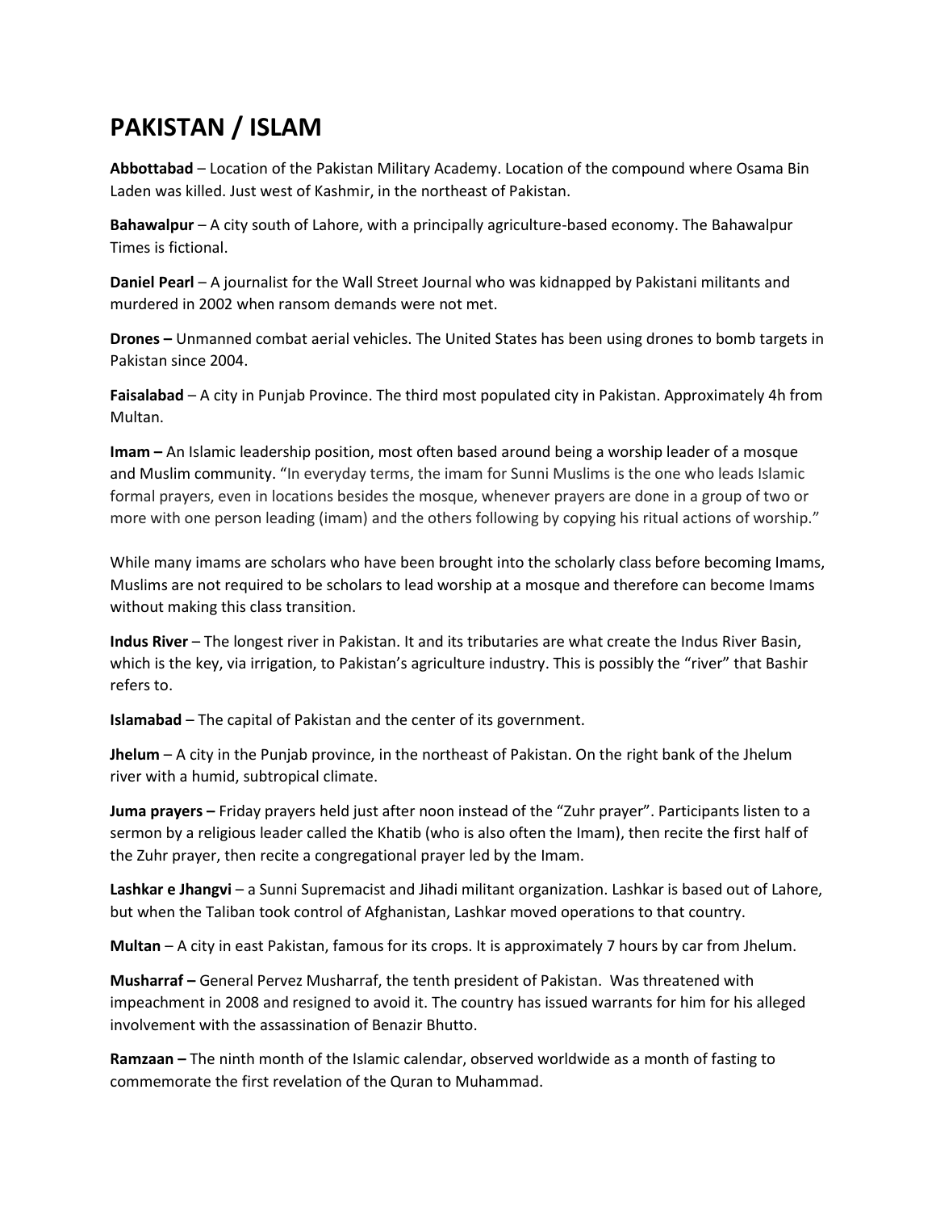# PAKISTAN / ISLAM

**Abbottabad** – Location of the Pakistan Military Academy. Location of the compound where Osama Bin Laden was killed. Just west of Kashmir, in the northeast of Pakistan.

**Bahawalpur** – A city south of Lahore, with a principally agriculture-based economy. The Bahawalpur Times is fictional.

**Daniel Pearl** – A journalist for the Wall Street Journal who was kidnapped by Pakistani militants and murdered in 2002 when ransom demands were not met.

**Drones –** Unmanned combat aerial vehicles. The United States has been using drones to bomb targets in Pakistan since 2004.

**Faisalabad** – A city in Punjab Province. The third most populated city in Pakistan. Approximately 4h from Multan.

**Imam –** An Islamic leadership position, most often based around being a worship leader of a mosque and Muslim community. "In everyday terms, the imam for Sunni Muslims is the one who leads Islamic formal prayers, even in locations besides the mosque, whenever prayers are done in a group of two or more with one person leading (imam) and the others following by copying his ritual actions of worship."

While many imams are scholars who have been brought into the scholarly class before becoming Imams, Muslims are not required to be scholars to lead worship at a mosque and therefore can become Imams without making this class transition.

**Indus River** – The longest river in Pakistan. It and its tributaries are what create the Indus River Basin, which is the key, via irrigation, to Pakistan's agriculture industry. This is possibly the "river" that Bashir refers to.

**Islamabad** – The capital of Pakistan and the center of its government.

**Jhelum** – A city in the Punjab province, in the northeast of Pakistan. On the right bank of the Jhelum river with a humid, subtropical climate.

**Juma prayers –** Friday prayers held just after noon instead of the "Zuhr prayer". Participants listen to a sermon by a religious leader called the Khatib (who is also often the Imam), then recite the first half of the Zuhr prayer, then recite a congregational prayer led by the Imam.

**Lashkar e Jhangvi** – a Sunni Supremacist and Jihadi militant organization. Lashkar is based out of Lahore, but when the Taliban took control of Afghanistan, Lashkar moved operations to that country.

**Multan** – A city in east Pakistan, famous for its crops. It is approximately 7 hours by car from Jhelum.

**Musharraf –** General Pervez Musharraf, the tenth president of Pakistan. Was threatened with impeachment in 2008 and resigned to avoid it. The country has issued warrants for him for his alleged involvement with the assassination of Benazir Bhutto.

**Ramzaan –** The ninth month of the Islamic calendar, observed worldwide as a month of fasting to commemorate the first revelation of the Quran to Muhammad.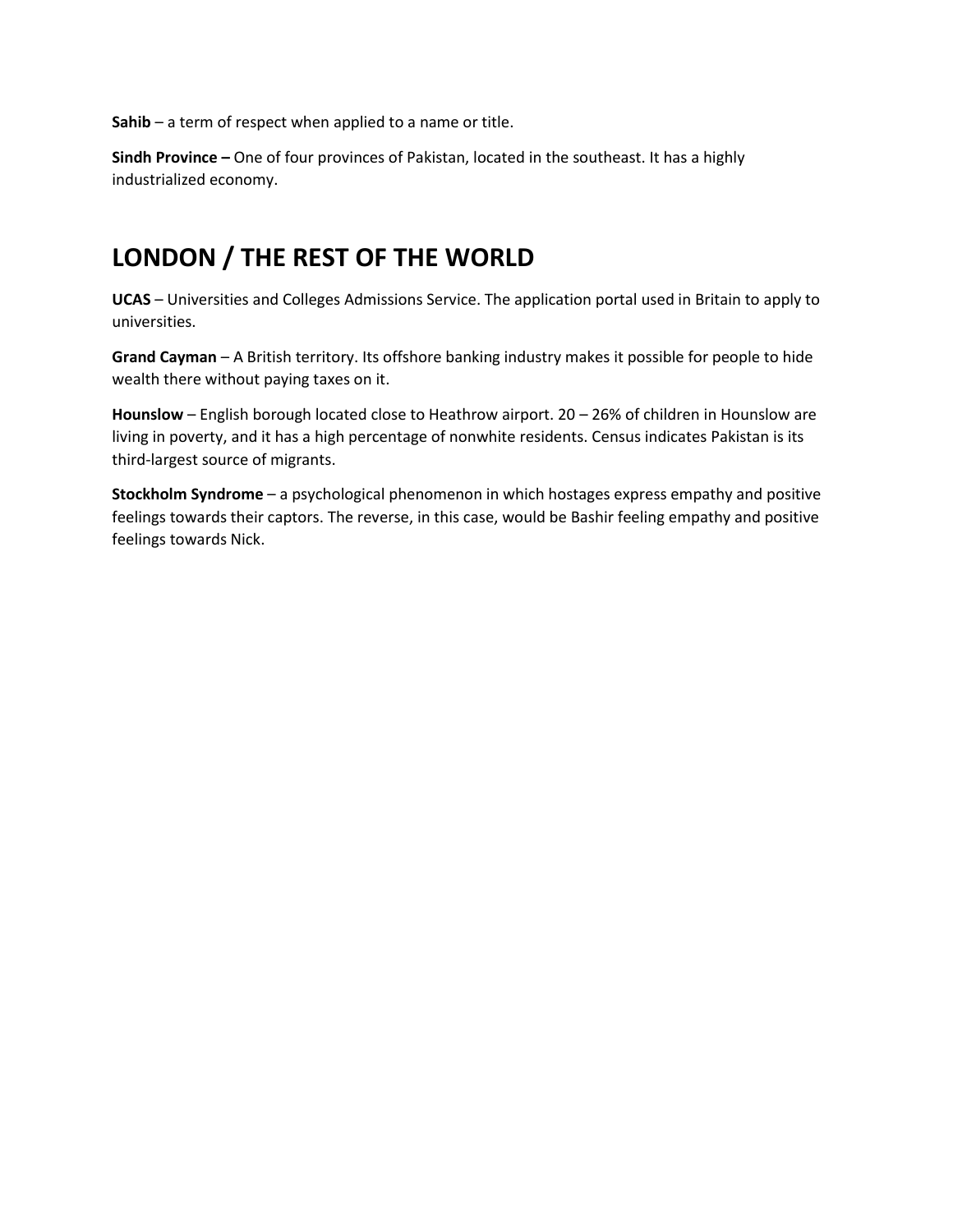**Sahib** – a term of respect when applied to a name or title.

**Sindh Province –** One of four provinces of Pakistan, located in the southeast. It has a highly industrialized economy.

## LONDON / THE REST OF THE WORLD

**UCAS** – Universities and Colleges Admissions Service. The application portal used in Britain to apply to universities.

**Grand Cayman** – A British territory. Its offshore banking industry makes it possible for people to hide wealth there without paying taxes on it.

**Hounslow** – English borough located close to Heathrow airport. 20 – 26% of children in Hounslow are living in poverty, and it has a high percentage of nonwhite residents. Census indicates Pakistan is its third-largest source of migrants.

**Stockholm Syndrome** – a psychological phenomenon in which hostages express empathy and positive feelings towards their captors. The reverse, in this case, would be Bashir feeling empathy and positive feelings towards Nick.